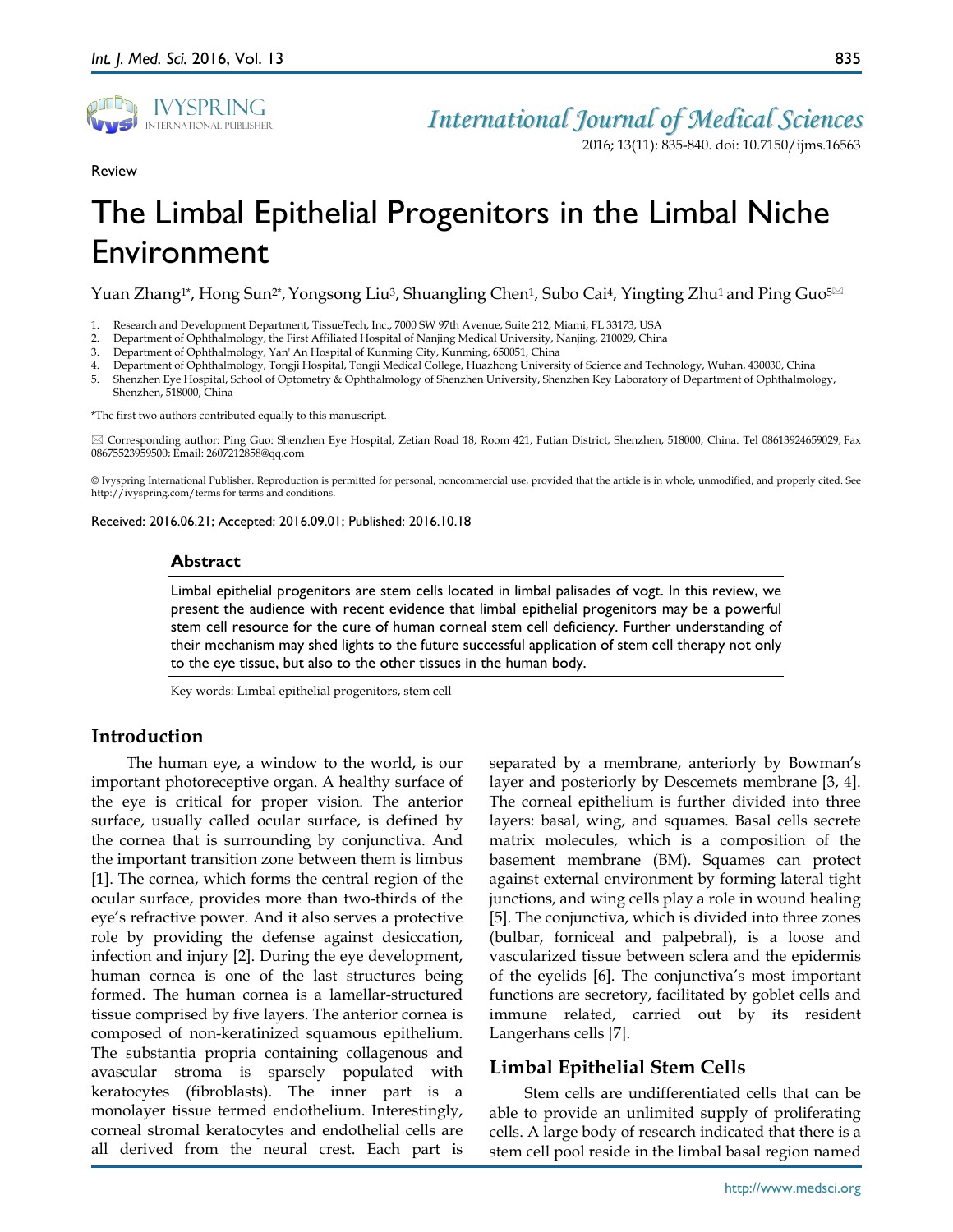Review

# The Limbal Epithelial Progenitors in the Limbal Niche Environment

Yuan Zhang[1*], Hong Sun[2*], Yongsong Liu[3], Shuangling Chen[1], Subo Cai[4], Yingting Zhu[1] and Ping Guo[5]✉

1. Research and Development Department, TissueTech, Inc., 7000 SW 97th Avenue, Suite 212, Miami, FL 33173, USA
2. Department of Ophthalmology, the First Affiliated Hospital of Nanjing Medical University, Nanjing, 210029, China
3. Department of Ophthalmology, Yan' An Hospital of Kunming City, Kunming, 650051, China
4. Department of Ophthalmology, Tongji Hospital, Tongji Medical College, Huazhong University of Science and Technology, Wuhan, 430030, China
5. Shenzhen Eye Hospital, School of Optometry & Ophthalmology of Shenzhen University, Shenzhen Key Laboratory of Department of Ophthalmology, Shenzhen, 518000, China

*The first two authors contributed equally to this manuscript.

✉ Corresponding author: Ping Guo: Shenzhen Eye Hospital, Zetian Road 18, Room 421, Futian District, Shenzhen, 518000, China. Tel 08613924659029; Fax 08675523959500; Email: 2607212858@qq.com

© Ivyspring International Publisher. Reproduction is permitted for personal, noncommercial use, provided that the article is in whole, unmodified, and properly cited. See http://ivyspring.com/terms for terms and conditions.

Received: 2016.06.21; Accepted: 2016.09.01; Published: 2016.10.18

## Abstract

Limbal epithelial progenitors are stem cells located in limbal palisades of vogt. In this review, we present the audience with recent evidence that limbal epithelial progenitors may be a powerful stem cell resource for the cure of human corneal stem cell deficiency. Further understanding of their mechanism may shed lights to the future successful application of stem cell therapy not only to the eye tissue, but also to the other tissues in the human body.

Key words: Limbal epithelial progenitors, stem cell

## Introduction

The human eye, a window to the world, is our important photoreceptive organ. A healthy surface of the eye is critical for proper vision. The anterior surface, usually called ocular surface, is defined by the cornea that is surrounding by conjunctiva. And the important transition zone between them is limbus [1]. The cornea, which forms the central region of the ocular surface, provides more than two-thirds of the eye's refractive power. And it also serves a protective role by providing the defense against desiccation, infection and injury [2]. During the eye development, human cornea is one of the last structures being formed. The human cornea is a lamellar-structured tissue comprised by five layers. The anterior cornea is composed of non-keratinized squamous epithelium. The substantia propria containing collagenous and avascular stroma is sparsely populated with keratocytes (fibroblasts). The inner part is a monolayer tissue termed endothelium. Interestingly, corneal stromal keratocytes and endothelial cells are all derived from the neural crest. Each part is separated by a membrane, anteriorly by Bowman's layer and posteriorly by Descemets membrane [3, 4]. The corneal epithelium is further divided into three layers: basal, wing, and squames. Basal cells secrete matrix molecules, which is a composition of the basement membrane (BM). Squames can protect against external environment by forming lateral tight junctions, and wing cells play a role in wound healing [5]. The conjunctiva, which is divided into three zones (bulbar, forniceal and palpebral), is a loose and vascularized tissue between sclera and the epidermis of the eyelids [6]. The conjunctiva's most important functions are secretory, facilitated by goblet cells and immune related, carried out by its resident Langerhans cells [7].

## Limbal Epithelial Stem Cells

Stem cells are undifferentiated cells that can be able to provide an unlimited supply of proliferating cells. A large body of research indicated that there is a stem cell pool reside in the limbal basal region named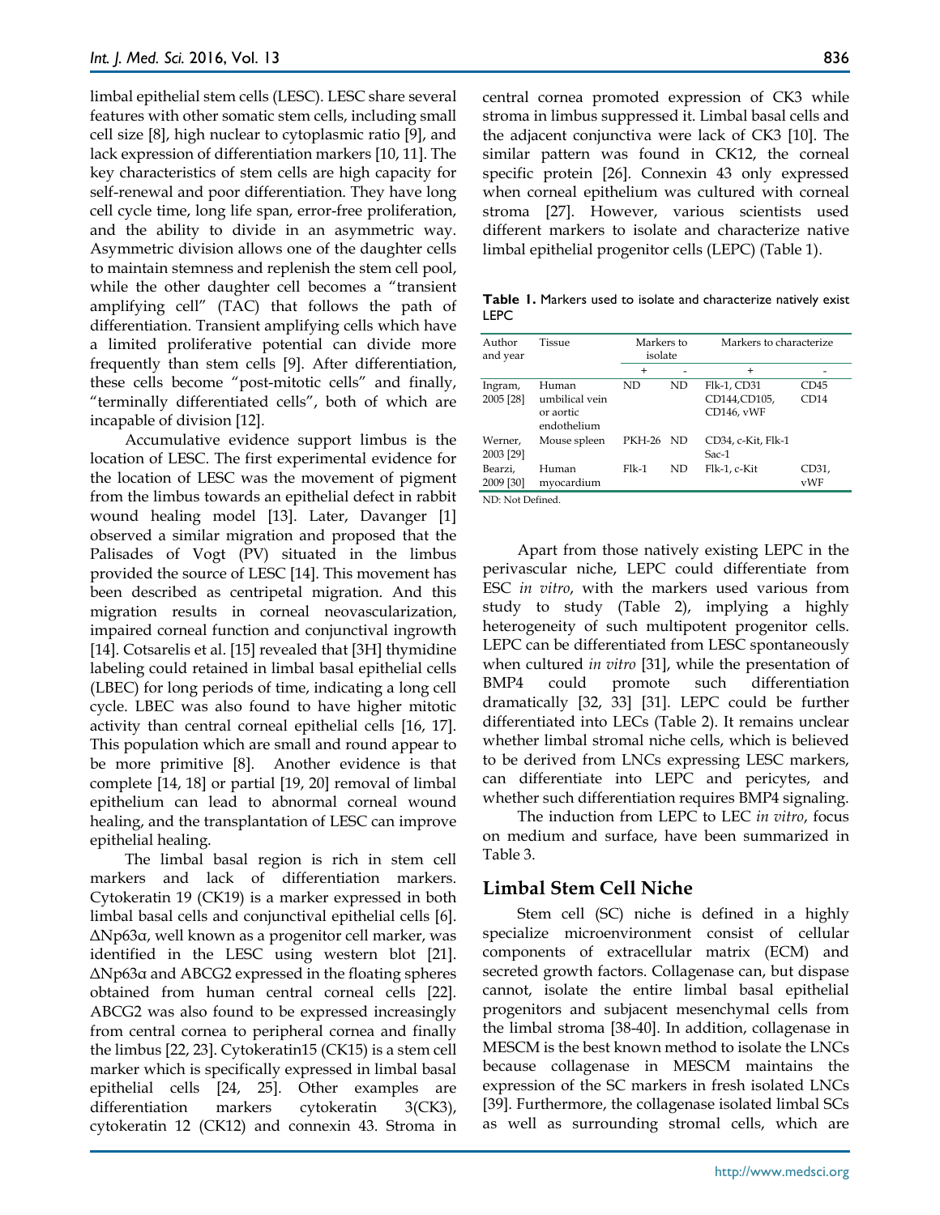limbal epithelial stem cells (LESC). LESC share several features with other somatic stem cells, including small cell size [8], high nuclear to cytoplasmic ratio [9], and lack expression of differentiation markers [10, 11]. The key characteristics of stem cells are high capacity for self-renewal and poor differentiation. They have long cell cycle time, long life span, error-free proliferation, and the ability to divide in an asymmetric way. Asymmetric division allows one of the daughter cells to maintain stemness and replenish the stem cell pool, while the other daughter cell becomes a "transient amplifying cell" (TAC) that follows the path of differentiation. Transient amplifying cells which have a limited proliferative potential can divide more frequently than stem cells [9]. After differentiation, these cells become "post-mitotic cells" and finally, "terminally differentiated cells", both of which are incapable of division [12].

Accumulative evidence support limbus is the location of LESC. The first experimental evidence for the location of LESC was the movement of pigment from the limbus towards an epithelial defect in rabbit wound healing model [13]. Later, Davanger [1] observed a similar migration and proposed that the Palisades of Vogt (PV) situated in the limbus provided the source of LESC [14]. This movement has been described as centripetal migration. And this migration results in corneal neovascularization, impaired corneal function and conjunctival ingrowth [14]. Cotsarelis et al. [15] revealed that [3H] thymidine labeling could retained in limbal basal epithelial cells (LBEC) for long periods of time, indicating a long cell cycle. LBEC was also found to have higher mitotic activity than central corneal epithelial cells [16, 17]. This population which are small and round appear to be more primitive [8]. Another evidence is that complete [14, 18] or partial [19, 20] removal of limbal epithelium can lead to abnormal corneal wound healing, and the transplantation of LESC can improve epithelial healing.

The limbal basal region is rich in stem cell markers and lack of differentiation markers. Cytokeratin 19 (CK19) is a marker expressed in both limbal basal cells and conjunctival epithelial cells [6]. ΔNp63α, well known as a progenitor cell marker, was identified in the LESC using western blot [21]. ΔNp63α and ABCG2 expressed in the floating spheres obtained from human central corneal cells [22]. ABCG2 was also found to be expressed increasingly from central cornea to peripheral cornea and finally the limbus [22, 23]. Cytokeratin15 (CK15) is a stem cell marker which is specifically expressed in limbal basal epithelial cells [24, 25]. Other examples are differentiation markers cytokeratin 3(CK3), cytokeratin 12 (CK12) and connexin 43. Stroma in central cornea promoted expression of CK3 while stroma in limbus suppressed it. Limbal basal cells and the adjacent conjunctiva were lack of CK3 [10]. The similar pattern was found in CK12, the corneal specific protein [26]. Connexin 43 only expressed when corneal epithelium was cultured with corneal stroma [27]. However, various scientists used different markers to isolate and characterize native limbal epithelial progenitor cells (LEPC) (Table 1).

**Table 1.** Markers used to isolate and characterize natively exist LEPC

| Author and year | Tissue | Markers to isolate | | Markers to characterize | |
|---|---|---|---|---|---|
| | | + | - | + | - |
| Ingram, 2005 [28] | Human umbilical vein or aortic endothelium | ND | ND | Flk-1, CD31 CD144,CD105, CD146, vWF | CD45 CD14 |
| Werner, 2003 [29] | Mouse spleen | PKH-26 | ND | CD34, c-Kit, Flk-1 Sac-1 | |
| Bearzi, 2009 [30] | Human myocardium | Flk-1 | ND | Flk-1, c-Kit | CD31, vWF |

ND: Not Defined.

Apart from those natively existing LEPC in the perivascular niche, LEPC could differentiate from ESC *in vitro*, with the markers used various from study to study (Table 2), implying a highly heterogeneity of such multipotent progenitor cells. LEPC can be differentiated from LESC spontaneously when cultured *in vitro* [31], while the presentation of BMP4 could promote such differentiation dramatically [32, 33] [31]. LEPC could be further differentiated into LECs (Table 2). It remains unclear whether limbal stromal niche cells, which is believed to be derived from LNCs expressing LESC markers, can differentiate into LEPC and pericytes, and whether such differentiation requires BMP4 signaling.

The induction from LEPC to LEC *in vitro*, focus on medium and surface, have been summarized in Table 3.

## Limbal Stem Cell Niche

Stem cell (SC) niche is defined in a highly specialize microenvironment consist of cellular components of extracellular matrix (ECM) and secreted growth factors. Collagenase can, but dispase cannot, isolate the entire limbal basal epithelial progenitors and subjacent mesenchymal cells from the limbal stroma [38-40]. In addition, collagenase in MESCM is the best known method to isolate the LNCs because collagenase in MESCM maintains the expression of the SC markers in fresh isolated LNCs [39]. Furthermore, the collagenase isolated limbal SCs as well as surrounding stromal cells, which are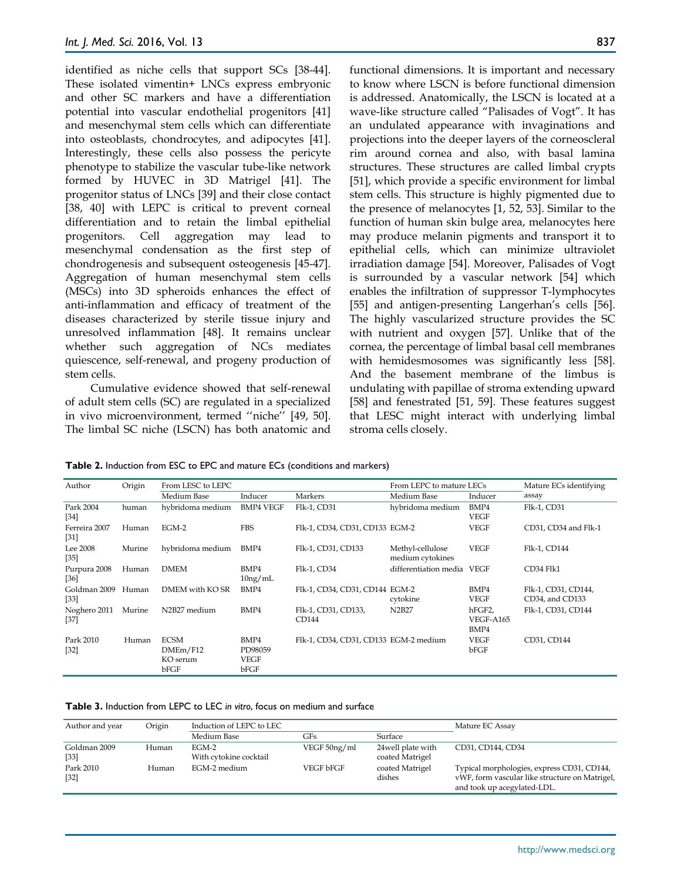identified as niche cells that support SCs [38-44]. These isolated vimentin+ LNCs express embryonic and other SC markers and have a differentiation potential into vascular endothelial progenitors [41] and mesenchymal stem cells which can differentiate into osteoblasts, chondrocytes, and adipocytes [41]. Interestingly, these cells also possess the pericyte phenotype to stabilize the vascular tube-like network formed by HUVEC in 3D Matrigel [41]. The progenitor status of LNCs [39] and their close contact [38, 40] with LEPC is critical to prevent corneal differentiation and to retain the limbal epithelial progenitors. Cell aggregation may lead to mesenchymal condensation as the first step of chondrogenesis and subsequent osteogenesis [45-47]. Aggregation of human mesenchymal stem cells (MSCs) into 3D spheroids enhances the effect of anti-inflammation and efficacy of treatment of the diseases characterized by sterile tissue injury and unresolved inflammation [48]. It remains unclear whether such aggregation of NCs mediates quiescence, self-renewal, and progeny production of stem cells.

Cumulative evidence showed that self-renewal of adult stem cells (SC) are regulated in a specialized in vivo microenvironment, termed ''niche'' [49, 50]. The limbal SC niche (LSCN) has both anatomic and functional dimensions. It is important and necessary to know where LSCN is before functional dimension is addressed. Anatomically, the LSCN is located at a wave-like structure called "Palisades of Vogt". It has an undulated appearance with invaginations and projections into the deeper layers of the corneoscleral rim around cornea and also, with basal lamina structures. These structures are called limbal crypts [51], which provide a specific environment for limbal stem cells. This structure is highly pigmented due to the presence of melanocytes [1, 52, 53]. Similar to the function of human skin bulge area, melanocytes here may produce melanin pigments and transport it to epithelial cells, which can minimize ultraviolet irradiation damage [54]. Moreover, Palisades of Vogt is surrounded by a vascular network [54] which enables the infiltration of suppressor T-lymphocytes [55] and antigen-presenting Langerhan's cells [56]. The highly vascularized structure provides the SC with nutrient and oxygen [57]. Unlike that of the cornea, the percentage of limbal basal cell membranes with hemidesmosomes was significantly less [58]. And the basement membrane of the limbus is undulating with papillae of stroma extending upward [58] and fenestrated [51, 59]. These features suggest that LESC might interact with underlying limbal stroma cells closely.

**Table 2.** Induction from ESC to EPC and mature ECs (conditions and markers)

| Author | Origin | From LESC to LEPC | | | From LEPC to mature LECs | | Mature ECs identifying assay |
|---|---|---|---|---|---|---|---|
| | | Medium Base | Inducer | Markers | Medium Base | Inducer | |
| Park 2004 [34] | human | hybridoma medium | BMP4 VEGF | Flk-1, CD31 | hybridoma medium | BMP4 VEGF | Flk-1, CD31 |
| Ferreira 2007 [31] | Human | EGM-2 | FBS | Flk-1, CD34, CD31, CD133 | EGM-2 | VEGF | CD31, CD34 and Flk-1 |
| Lee 2008 [35] | Murine | hybridoma medium | BMP4 | Flk-1, CD31, CD133 | Methyl-cellulose medium cytokines | VEGF | Flk-1, CD144 |
| Purpura 2008 [36] | Human | DMEM | BMP4 10ng/mL | Flk-1, CD34 | differentiation media | VEGF | CD34 Flk1 |
| Goldman 2009 [33] | Human | DMEM with KO SR | BMP4 | Flk-1, CD34, CD31, CD144 | EGM-2 cytokine | BMP4 VEGF | Flk-1, CD31, CD144, CD34, and CD133 |
| Noghero 2011 [37] | Murine | N2B27 medium | BMP4 | Flk-1, CD31, CD133, CD144 | N2B27 | hFGF2, VEGF-A165 BMP4 | Flk-1, CD31, CD144 |
| Park 2010 [32] | Human | ECSM DMEm/F12 KO serum bFGF | BMP4 PD98059 VEGF bFGF | Flk-1, CD34, CD31, CD133 | EGM-2 medium | VEGF bFGF | CD31, CD144 |

**Table 3.** Induction from LEPC to LEC *in vitro*, focus on medium and surface

| Author and year | Origin | Induction of LEPC to LEC | | | Mature EC Assay |
|---|---|---|---|---|---|
| | | Medium Base | GFs | Surface | |
| Goldman 2009 [33] | Human | EGM-2 With cytokine cocktail | VEGF 50ng/ml | 24well plate with coated Matrigel | CD31, CD144, CD34 |
| Park 2010 [32] | Human | EGM-2 medium | VEGF bFGF | coated Matrigel dishes | Typical morphologies, express CD31, CD144, vWF, form vascular like structure on Matrigel, and took up acegylated-LDL. |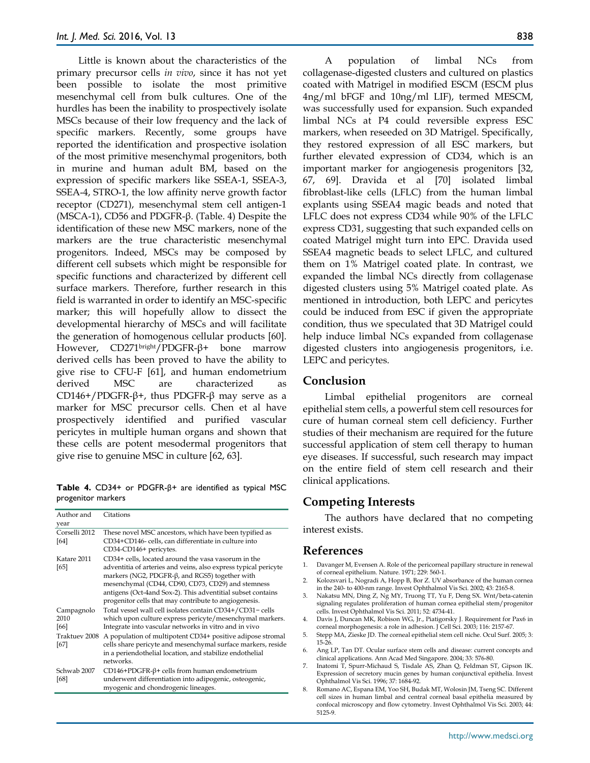Little is known about the characteristics of the primary precursor cells *in vivo*, since it has not yet been possible to isolate the most primitive mesenchymal cell from bulk cultures. One of the hurdles has been the inability to prospectively isolate MSCs because of their low frequency and the lack of specific markers. Recently, some groups have reported the identification and prospective isolation of the most primitive mesenchymal progenitors, both in murine and human adult BM, based on the expression of specific markers like SSEA-1, SSEA-3, SSEA-4, STRO-1, the low affinity nerve growth factor receptor (CD271), mesenchymal stem cell antigen-1 (MSCA-1), CD56 and PDGFR-β. (Table. 4) Despite the identification of these new MSC markers, none of the markers are the true characteristic mesenchymal progenitors. Indeed, MSCs may be composed by different cell subsets which might be responsible for specific functions and characterized by different cell surface markers. Therefore, further research in this field is warranted in order to identify an MSC-specific marker; this will hopefully allow to dissect the developmental hierarchy of MSCs and will facilitate the generation of homogenous cellular products [60]. However, CD271$^{bright}$/PDGFR-β+ bone marrow derived cells has been proved to have the ability to give rise to CFU-F [61], and human endometrium derived MSC are characterized as CD146+/PDGFR-β+, thus PDGFR-β may serve as a marker for MSC precursor cells. Chen et al have prospectively identified and purified vascular pericytes in multiple human organs and shown that these cells are potent mesodermal progenitors that give rise to genuine MSC in culture [62, 63].

**Table 4.** CD34+ or PDGFR-β+ are identified as typical MSC progenitor markers

| Author and year | Citations |
|---|---|
| Corselli 2012 [64] | These novel MSC ancestors, which have been typified as CD34+CD146- cells, can differentiate in culture into CD34-CD146+ pericytes. |
| Katare 2011 [65] | CD34+ cells, located around the vasa vasorum in the adventitia of arteries and veins, also express typical pericyte markers (NG2, PDGFR-β, and RGS5) together with mesenchymal (CD44, CD90, CD73, CD29) and stemness antigens (Oct-4and Sox-2). This adventitial subset contains progenitor cells that may contribute to angiogenesis. |
| Campagnolo 2010 [66] | Total vessel wall cell isolates contain CD34+/CD31− cells which upon culture express pericyte/mesenchymal markers. Integrate into vascular networks in vitro and in vivo |
| Traktuev 2008 [67] | A population of multipotent CD34+ positive adipose stromal cells share pericyte and mesenchymal surface markers, reside in a periendothelial location, and stabilize endothelial networks. |
| Schwab 2007 [68] | CD146+PDGFR-β+ cells from human endometrium underwent differentiation into adipogenic, osteogenic, myogenic and chondrogenic lineages. |

A population of limbal NCs from collagenase-digested clusters and cultured on plastics coated with Matrigel in modified ESCM (ESCM plus 4ng/ml bFGF and 10ng/ml LIF), termed MESCM, was successfully used for expansion. Such expanded limbal NCs at P4 could reversible express ESC markers, when reseeded on 3D Matrigel. Specifically, they restored expression of all ESC markers, but further elevated expression of CD34, which is an important marker for angiogenesis progenitors [32, 67, 69]. Dravida et al [70] isolated limbal fibroblast-like cells (LFLC) from the human limbal explants using SSEA4 magic beads and noted that LFLC does not express CD34 while 90% of the LFLC express CD31, suggesting that such expanded cells on coated Matrigel might turn into EPC. Dravida used SSEA4 magnetic beads to select LFLC, and cultured them on 1% Matrigel coated plate. In contrast, we expanded the limbal NCs directly from collagenase digested clusters using 5% Matrigel coated plate. As mentioned in introduction, both LEPC and pericytes could be induced from ESC if given the appropriate condition, thus we speculated that 3D Matrigel could help induce limbal NCs expanded from collagenase digested clusters into angiogenesis progenitors, i.e. LEPC and pericytes.

## Conclusion

Limbal epithelial progenitors are corneal epithelial stem cells, a powerful stem cell resources for cure of human corneal stem cell deficiency. Further studies of their mechanism are required for the future successful application of stem cell therapy to human eye diseases. If successful, such research may impact on the entire field of stem cell research and their clinical applications.

## Competing Interests

The authors have declared that no competing interest exists.

## References

1. Davanger M, Evensen A. Role of the pericorneal papillary structure in renewal of corneal epithelium. Nature. 1971; 229: 560-1.
2. Kolozsvari L, Nogradi A, Hopp B, Bor Z. UV absorbance of the human cornea in the 240- to 400-nm range. Invest Ophthalmol Vis Sci. 2002; 43: 2165-8.
3. Nakatsu MN, Ding Z, Ng MY, Truong TT, Yu F, Deng SX. Wnt/beta-catenin signaling regulates proliferation of human cornea epithelial stem/progenitor cells. Invest Ophthalmol Vis Sci. 2011; 52: 4734-41.
4. Davis J, Duncan MK, Robison WG, Jr., Piatigorsky J. Requirement for Pax6 in corneal morphogenesis: a role in adhesion. J Cell Sci. 2003; 116: 2157-67.
5. Stepp MA, Zieske JD. The corneal epithelial stem cell niche. Ocul Surf. 2005; 3: 15-26.
6. Ang LP, Tan DT. Ocular surface stem cells and disease: current concepts and clinical applications. Ann Acad Med Singapore. 2004; 33: 576-80.
7. Inatomi T, Spurr-Michaud S, Tisdale AS, Zhan Q, Feldman ST, Gipson IK. Expression of secretory mucin genes by human conjunctival epithelia. Invest Ophthalmol Vis Sci. 1996; 37: 1684-92.
8. Romano AC, Espana EM, Yoo SH, Budak MT, Wolosin JM, Tseng SC. Different cell sizes in human limbal and central corneal basal epithelia measured by confocal microscopy and flow cytometry. Invest Ophthalmol Vis Sci. 2003; 44: 5125-9.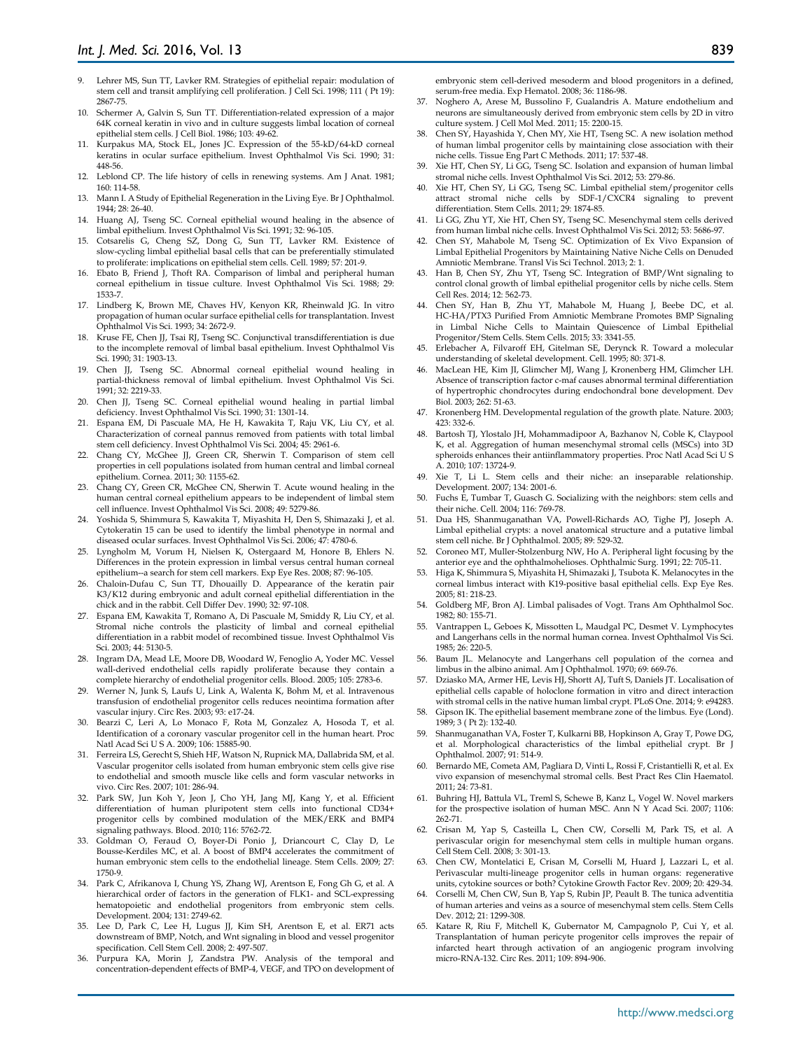9. Lehrer MS, Sun TT, Lavker RM. Strategies of epithelial repair: modulation of stem cell and transit amplifying cell proliferation. J Cell Sci. 1998; 111 ( Pt 19): 2867-75.
10. Schermer A, Galvin S, Sun TT. Differentiation-related expression of a major 64K corneal keratin in vivo and in culture suggests limbal location of corneal epithelial stem cells. J Cell Biol. 1986; 103: 49-62.
11. Kurpakus MA, Stock EL, Jones JC. Expression of the 55-kD/64-kD corneal keratins in ocular surface epithelium. Invest Ophthalmol Vis Sci. 1990; 31: 448-56.
12. Leblond CP. The life history of cells in renewing systems. Am J Anat. 1981; 160: 114-58.
13. Mann I. A Study of Epithelial Regeneration in the Living Eye. Br J Ophthalmol. 1944; 28: 26-40.
14. Huang AJ, Tseng SC. Corneal epithelial wound healing in the absence of limbal epithelium. Invest Ophthalmol Vis Sci. 1991; 32: 96-105.
15. Cotsarelis G, Cheng SZ, Dong G, Sun TT, Lavker RM. Existence of slow-cycling limbal epithelial basal cells that can be preferentially stimulated to proliferate: implications on epithelial stem cells. Cell. 1989; 57: 201-9.
16. Ebato B, Friend J, Thoft RA. Comparison of limbal and peripheral human corneal epithelium in tissue culture. Invest Ophthalmol Vis Sci. 1988; 29: 1533-7.
17. Lindberg K, Brown ME, Chaves HV, Kenyon KR, Rheinwald JG. In vitro propagation of human ocular surface epithelial cells for transplantation. Invest Ophthalmol Vis Sci. 1993; 34: 2672-9.
18. Kruse FE, Chen JJ, Tsai RJ, Tseng SC. Conjunctival transdifferentiation is due to the incomplete removal of limbal basal epithelium. Invest Ophthalmol Vis Sci. 1990; 31: 1903-13.
19. Chen JJ, Tseng SC. Abnormal corneal epithelial wound healing in partial-thickness removal of limbal epithelium. Invest Ophthalmol Vis Sci. 1991; 32: 2219-33.
20. Chen JJ, Tseng SC. Corneal epithelial wound healing in partial limbal deficiency. Invest Ophthalmol Vis Sci. 1990; 31: 1301-14.
21. Espana EM, Di Pascuale MA, He H, Kawakita T, Raju VK, Liu CY, et al. Characterization of corneal pannus removed from patients with total limbal stem cell deficiency. Invest Ophthalmol Vis Sci. 2004; 45: 2961-6.
22. Chang CY, McGhee JJ, Green CR, Sherwin T. Comparison of stem cell properties in cell populations isolated from human central and limbal corneal epithelium. Cornea. 2011; 30: 1155-62.
23. Chang CY, Green CR, McGhee CN, Sherwin T. Acute wound healing in the human central corneal epithelium appears to be independent of limbal stem cell influence. Invest Ophthalmol Vis Sci. 2008; 49: 5279-86.
24. Yoshida S, Shimmura S, Kawakita T, Miyashita H, Den S, Shimazaki J, et al. Cytokeratin 15 can be used to identify the limbal phenotype in normal and diseased ocular surfaces. Invest Ophthalmol Vis Sci. 2006; 47: 4780-6.
25. Lyngholm M, Vorum H, Nielsen K, Ostergaard M, Honore B, Ehlers N. Differences in the protein expression in limbal versus central human corneal epithelium--a search for stem cell markers. Exp Eye Res. 2008; 87: 96-105.
26. Chaloin-Dufau C, Sun TT, Dhouailly D. Appearance of the keratin pair K3/K12 during embryonic and adult corneal epithelial differentiation in the chick and in the rabbit. Cell Differ Dev. 1990; 32: 97-108.
27. Espana EM, Kawakita T, Romano A, Di Pascuale M, Smiddy R, Liu CY, et al. Stromal niche controls the plasticity of limbal and corneal epithelial differentiation in a rabbit model of recombined tissue. Invest Ophthalmol Vis Sci. 2003; 44: 5130-5.
28. Ingram DA, Mead LE, Moore DB, Woodard W, Fenoglio A, Yoder MC. Vessel wall-derived endothelial cells rapidly proliferate because they contain a complete hierarchy of endothelial progenitor cells. Blood. 2005; 105: 2783-6.
29. Werner N, Junk S, Laufs U, Link A, Walenta K, Bohm M, et al. Intravenous transfusion of endothelial progenitor cells reduces neointima formation after vascular injury. Circ Res. 2003; 93: e17-24.
30. Bearzi C, Leri A, Lo Monaco F, Rota M, Gonzalez A, Hosoda T, et al. Identification of a coronary vascular progenitor cell in the human heart. Proc Natl Acad Sci U S A. 2009; 106: 15885-90.
31. Ferreira LS, Gerecht S, Shieh HF, Watson N, Rupnick MA, Dallabrida SM, et al. Vascular progenitor cells isolated from human embryonic stem cells give rise to endothelial and smooth muscle like cells and form vascular networks in vivo. Circ Res. 2007; 101: 286-94.
32. Park SW, Jun Koh Y, Jeon J, Cho YH, Jang MJ, Kang Y, et al. Efficient differentiation of human pluripotent stem cells into functional CD34+ progenitor cells by combined modulation of the MEK/ERK and BMP4 signaling pathways. Blood. 2010; 116: 5762-72.
33. Goldman O, Feraud O, Boyer-Di Ponio J, Driancourt C, Clay D, Le Bousse-Kerdiles MC, et al. A boost of BMP4 accelerates the commitment of human embryonic stem cells to the endothelial lineage. Stem Cells. 2009; 27: 1750-9.
34. Park C, Afrikanova I, Chung YS, Zhang WJ, Arentson E, Fong Gh G, et al. A hierarchical order of factors in the generation of FLK1- and SCL-expressing hematopoietic and endothelial progenitors from embryonic stem cells. Development. 2004; 131: 2749-62.
35. Lee D, Park C, Lee H, Lugus JJ, Kim SH, Arentson E, et al. ER71 acts downstream of BMP, Notch, and Wnt signaling in blood and vessel progenitor specification. Cell Stem Cell. 2008; 2: 497-507.
36. Purpura KA, Morin J, Zandstra PW. Analysis of the temporal and concentration-dependent effects of BMP-4, VEGF, and TPO on development of embryonic stem cell-derived mesoderm and blood progenitors in a defined, serum-free media. Exp Hematol. 2008; 36: 1186-98.
37. Noghero A, Arese M, Bussolino F, Gualandris A. Mature endothelium and neurons are simultaneously derived from embryonic stem cells by 2D in vitro culture system. J Cell Mol Med. 2011; 15: 2200-15.
38. Chen SY, Hayashida Y, Chen MY, Xie HT, Tseng SC. A new isolation method of human limbal progenitor cells by maintaining close association with their niche cells. Tissue Eng Part C Methods. 2011; 17: 537-48.
39. Xie HT, Chen SY, Li GG, Tseng SC. Isolation and expansion of human limbal stromal niche cells. Invest Ophthalmol Vis Sci. 2012; 53: 279-86.
40. Xie HT, Chen SY, Li GG, Tseng SC. Limbal epithelial stem/progenitor cells attract stromal niche cells by SDF-1/CXCR4 signaling to prevent differentiation. Stem Cells. 2011; 29: 1874-85.
41. Li GG, Zhu YT, Xie HT, Chen SY, Tseng SC. Mesenchymal stem cells derived from human limbal niche cells. Invest Ophthalmol Vis Sci. 2012; 53: 5686-97.
42. Chen SY, Mahabole M, Tseng SC. Optimization of Ex Vivo Expansion of Limbal Epithelial Progenitors by Maintaining Native Niche Cells on Denuded Amniotic Membrane. Transl Vis Sci Technol. 2013; 2: 1.
43. Han B, Chen SY, Zhu YT, Tseng SC. Integration of BMP/Wnt signaling to control clonal growth of limbal epithelial progenitor cells by niche cells. Stem Cell Res. 2014; 12: 562-73.
44. Chen SY, Han B, Zhu YT, Mahabole M, Huang J, Beebe DC, et al. HC-HA/PTX3 Purified From Amniotic Membrane Promotes BMP Signaling in Limbal Niche Cells to Maintain Quiescence of Limbal Epithelial Progenitor/Stem Cells. Stem Cells. 2015; 33: 3341-55.
45. Erlebacher A, Filvaroff EH, Gitelman SE, Derynck R. Toward a molecular understanding of skeletal development. Cell. 1995; 80: 371-8.
46. MacLean HE, Kim JI, Glimcher MJ, Wang J, Kronenberg HM, Glimcher LH. Absence of transcription factor c-maf causes abnormal terminal differentiation of hypertrophic chondrocytes during endochondral bone development. Dev Biol. 2003; 262: 51-63.
47. Kronenberg HM. Developmental regulation of the growth plate. Nature. 2003; 423: 332-6.
48. Bartosh TJ, Ylostalo JH, Mohammadipoor A, Bazhanov N, Coble K, Claypool K, et al. Aggregation of human mesenchymal stromal cells (MSCs) into 3D spheroids enhances their antiinflammatory properties. Proc Natl Acad Sci U S A. 2010; 107: 13724-9.
49. Xie T, Li L. Stem cells and their niche: an inseparable relationship. Development. 2007; 134: 2001-6.
50. Fuchs E, Tumbar T, Guasch G. Socializing with the neighbors: stem cells and their niche. Cell. 2004; 116: 769-78.
51. Dua HS, Shanmuganathan VA, Powell-Richards AO, Tighe PJ, Joseph A. Limbal epithelial crypts: a novel anatomical structure and a putative limbal stem cell niche. Br J Ophthalmol. 2005; 89: 529-32.
52. Coroneo MT, Muller-Stolzenburg NW, Ho A. Peripheral light focusing by the anterior eye and the ophthalmohelioses. Ophthalmic Surg. 1991; 22: 705-11.
53. Higa K, Shimmura S, Miyashita H, Shimazaki J, Tsubota K. Melanocytes in the corneal limbus interact with K19-positive basal epithelial cells. Exp Eye Res. 2005; 81: 218-23.
54. Goldberg MF, Bron AJ. Limbal palisades of Vogt. Trans Am Ophthalmol Soc. 1982; 80: 155-71.
55. Vantrappen L, Geboes K, Missotten L, Maudgal PC, Desmet V. Lymphocytes and Langerhans cells in the normal human cornea. Invest Ophthalmol Vis Sci. 1985; 26: 220-5.
56. Baum JL. Melanocyte and Langerhans cell population of the cornea and limbus in the albino animal. Am J Ophthalmol. 1970; 69: 669-76.
57. Dziasko MA, Armer HE, Levis HJ, Shortt AJ, Tuft S, Daniels JT. Localisation of epithelial cells capable of holoclone formation in vitro and direct interaction with stromal cells in the native human limbal crypt. PLoS One. 2014; 9: e94283.
58. Gipson IK. The epithelial basement membrane zone of the limbus. Eye (Lond). 1989; 3 ( Pt 2): 132-40.
59. Shanmuganathan VA, Foster T, Kulkarni BB, Hopkinson A, Gray T, Powe DG, et al. Morphological characteristics of the limbal epithelial crypt. Br J Ophthalmol. 2007; 91: 514-9.
60. Bernardo ME, Cometa AM, Pagliara D, Vinti L, Rossi F, Cristantielli R, et al. Ex vivo expansion of mesenchymal stromal cells. Best Pract Res Clin Haematol. 2011; 24: 73-81.
61. Buhring HJ, Battula VL, Treml S, Schewe B, Kanz L, Vogel W. Novel markers for the prospective isolation of human MSC. Ann N Y Acad Sci. 2007; 1106: 262-71.
62. Crisan M, Yap S, Casteilla L, Chen CW, Corselli M, Park TS, et al. A perivascular origin for mesenchymal stem cells in multiple human organs. Cell Stem Cell. 2008; 3: 301-13.
63. Chen CW, Montelatici E, Crisan M, Corselli M, Huard J, Lazzari L, et al. Perivascular multi-lineage progenitor cells in human organs: regenerative units, cytokine sources or both? Cytokine Growth Factor Rev. 2009; 20: 429-34.
64. Corselli M, Chen CW, Sun B, Yap S, Rubin JP, Peault B. The tunica adventitia of human arteries and veins as a source of mesenchymal stem cells. Stem Cells Dev. 2012; 21: 1299-308.
65. Katare R, Riu F, Mitchell K, Gubernator M, Campagnolo P, Cui Y, et al. Transplantation of human pericyte progenitor cells improves the repair of infarcted heart through activation of an angiogenic program involving micro-RNA-132. Circ Res. 2011; 109: 894-906.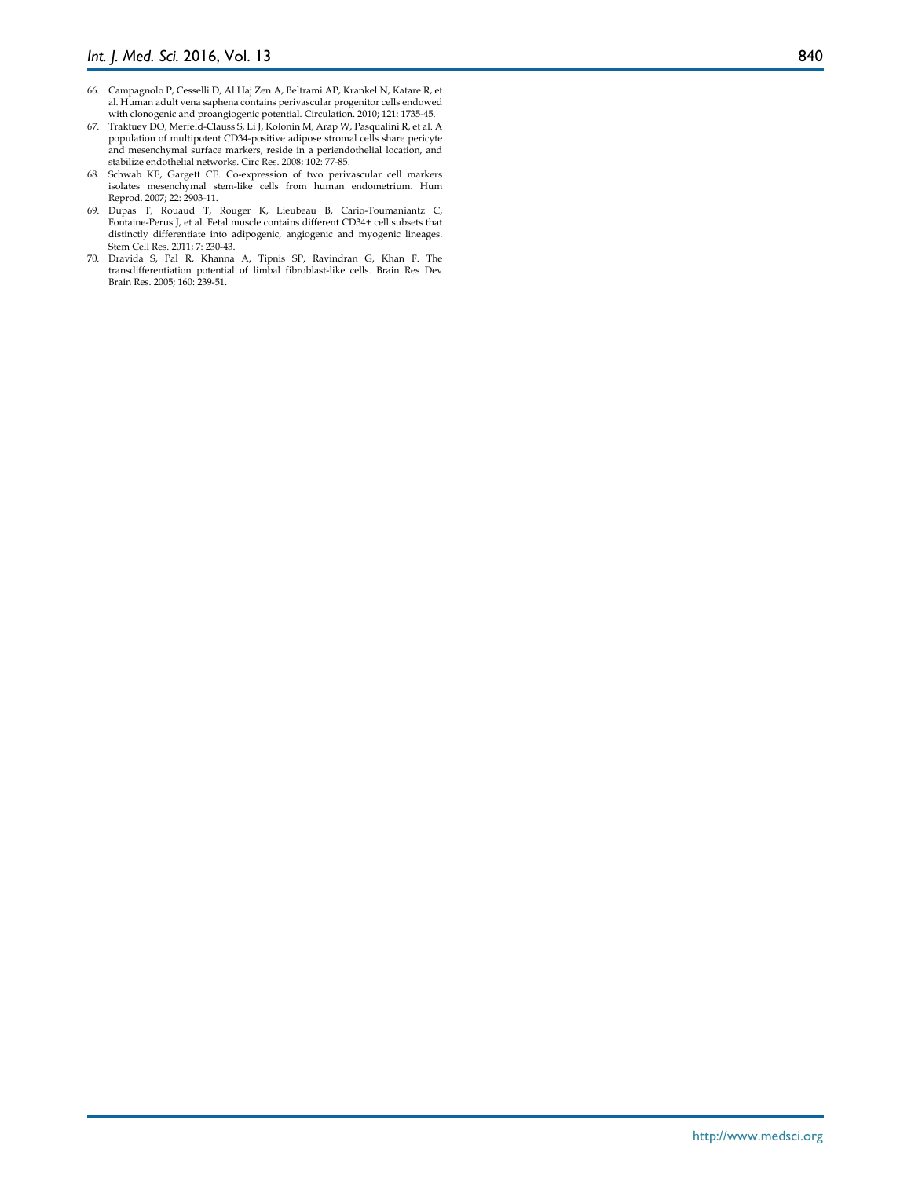66. Campagnolo P, Cesselli D, Al Haj Zen A, Beltrami AP, Krankel N, Katare R, et al. Human adult vena saphena contains perivascular progenitor cells endowed with clonogenic and proangiogenic potential. Circulation. 2010; 121: 1735-45.
67. Traktuev DO, Merfeld-Clauss S, Li J, Kolonin M, Arap W, Pasqualini R, et al. A population of multipotent CD34-positive adipose stromal cells share pericyte and mesenchymal surface markers, reside in a periendothelial location, and stabilize endothelial networks. Circ Res. 2008; 102: 77-85.
68. Schwab KE, Gargett CE. Co-expression of two perivascular cell markers isolates mesenchymal stem-like cells from human endometrium. Hum Reprod. 2007; 22: 2903-11.
69. Dupas T, Rouaud T, Rouger K, Lieubeau B, Cario-Toumaniantz C, Fontaine-Perus J, et al. Fetal muscle contains different CD34+ cell subsets that distinctly differentiate into adipogenic, angiogenic and myogenic lineages. Stem Cell Res. 2011; 7: 230-43.
70. Dravida S, Pal R, Khanna A, Tipnis SP, Ravindran G, Khan F. The transdifferentiation potential of limbal fibroblast-like cells. Brain Res Dev Brain Res. 2005; 160: 239-51.